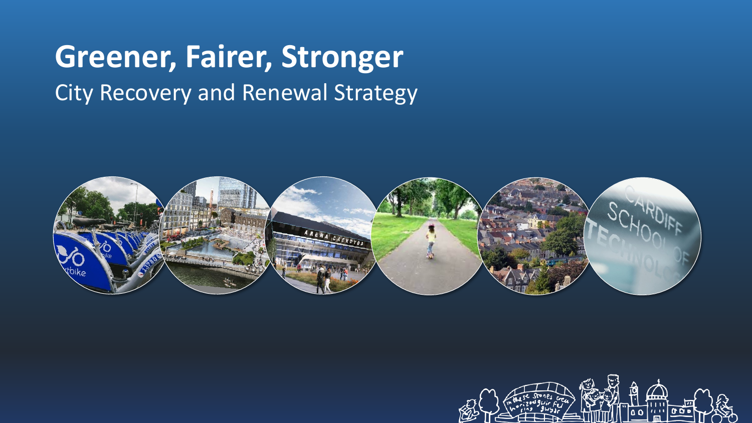# Greener, Fairer, Stronger

City Recovery and Renewal Strategy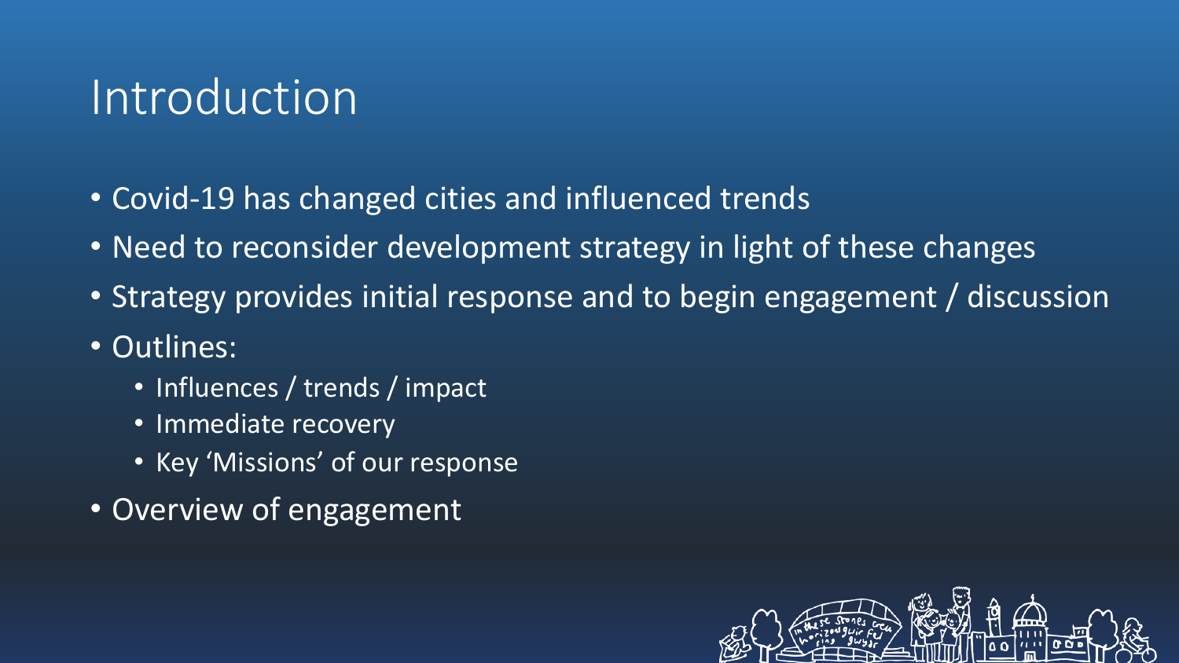# Introduction

- Covid-19 has changed cities and influenced trends
- Need to reconsider development strategy in light of these changes
- Strategy provides initial response and to begin engagement / discussion
- Outlines:
  - Influences / trends / impact
  - Immediate recovery
  - Key 'Missions' of our response
- Overview of engagement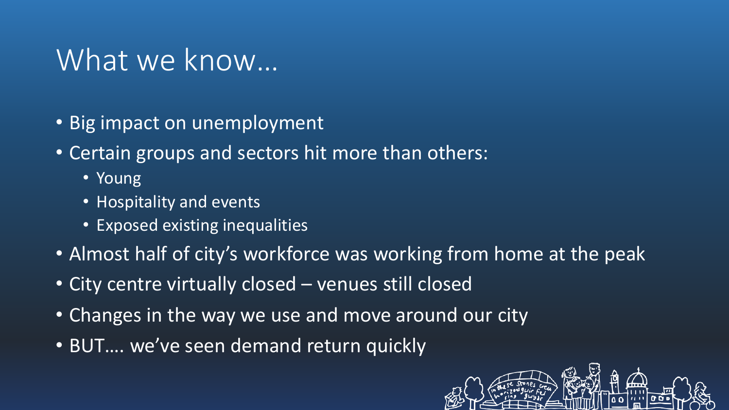# What we know…

- Big impact on unemployment
- Certain groups and sectors hit more than others:
  - Young
  - Hospitality and events
  - Exposed existing inequalities
- Almost half of city's workforce was working from home at the peak
- City centre virtually closed – venues still closed
- Changes in the way we use and move around our city
- BUT…. we've seen demand return quickly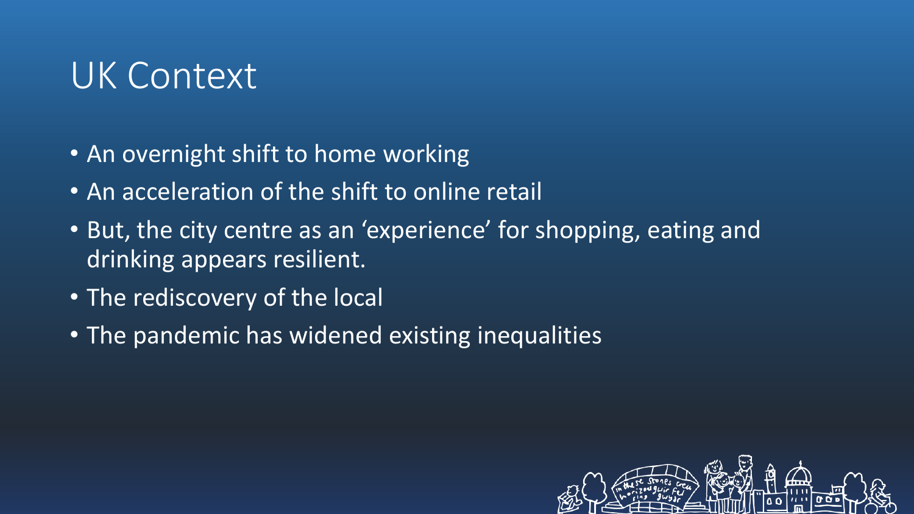# UK Context

- An overnight shift to home working
- An acceleration of the shift to online retail
- But, the city centre as an 'experience' for shopping, eating and drinking appears resilient.
- The rediscovery of the local
- The pandemic has widened existing inequalities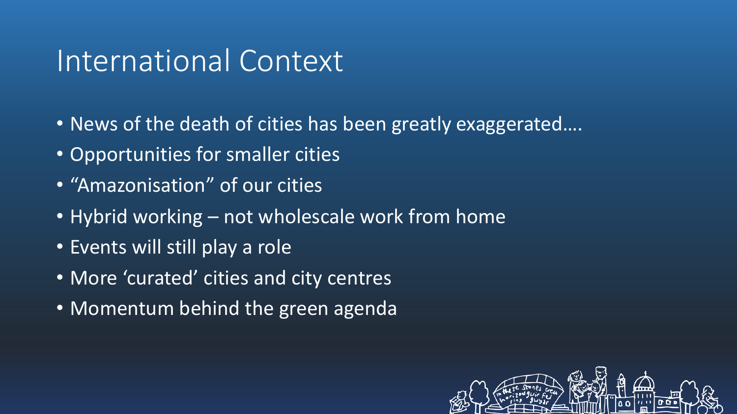# International Context

- News of the death of cities has been greatly exaggerated….
- Opportunities for smaller cities
- "Amazonisation" of our cities
- Hybrid working – not wholescale work from home
- Events will still play a role
- More 'curated' cities and city centres
- Momentum behind the green agenda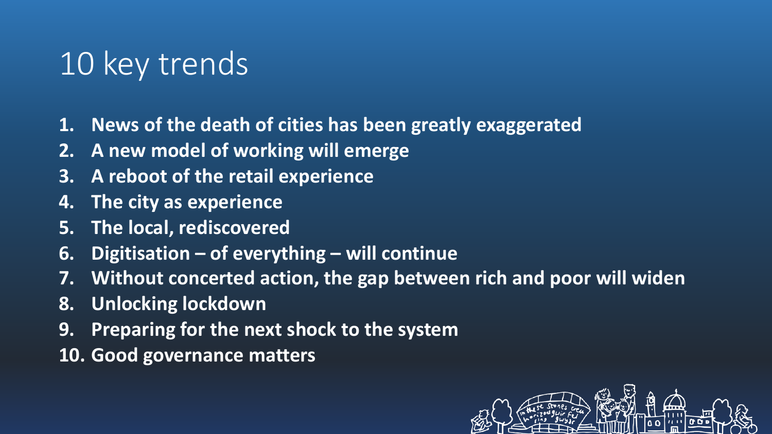# 10 key trends

1. **News of the death of cities has been greatly exaggerated**
2. **A new model of working will emerge**
3. **A reboot of the retail experience**
4. **The city as experience**
5. **The local, rediscovered**
6. **Digitisation – of everything – will continue**
7. **Without concerted action, the gap between rich and poor will widen**
8. **Unlocking lockdown**
9. **Preparing for the next shock to the system**
10. **Good governance matters**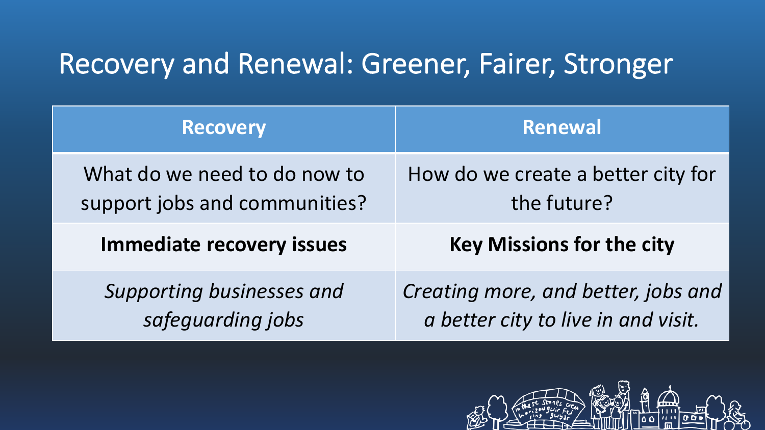# Recovery and Renewal: Greener, Fairer, Stronger

| Recovery | Renewal |
| --- | --- |
| What do we need to do now to support jobs and communities? | How do we create a better city for the future? |
| **Immediate recovery issues** | **Key Missions for the city** |
| *Supporting businesses and safeguarding jobs* | *Creating more, and better, jobs and a better city to live in and visit.* |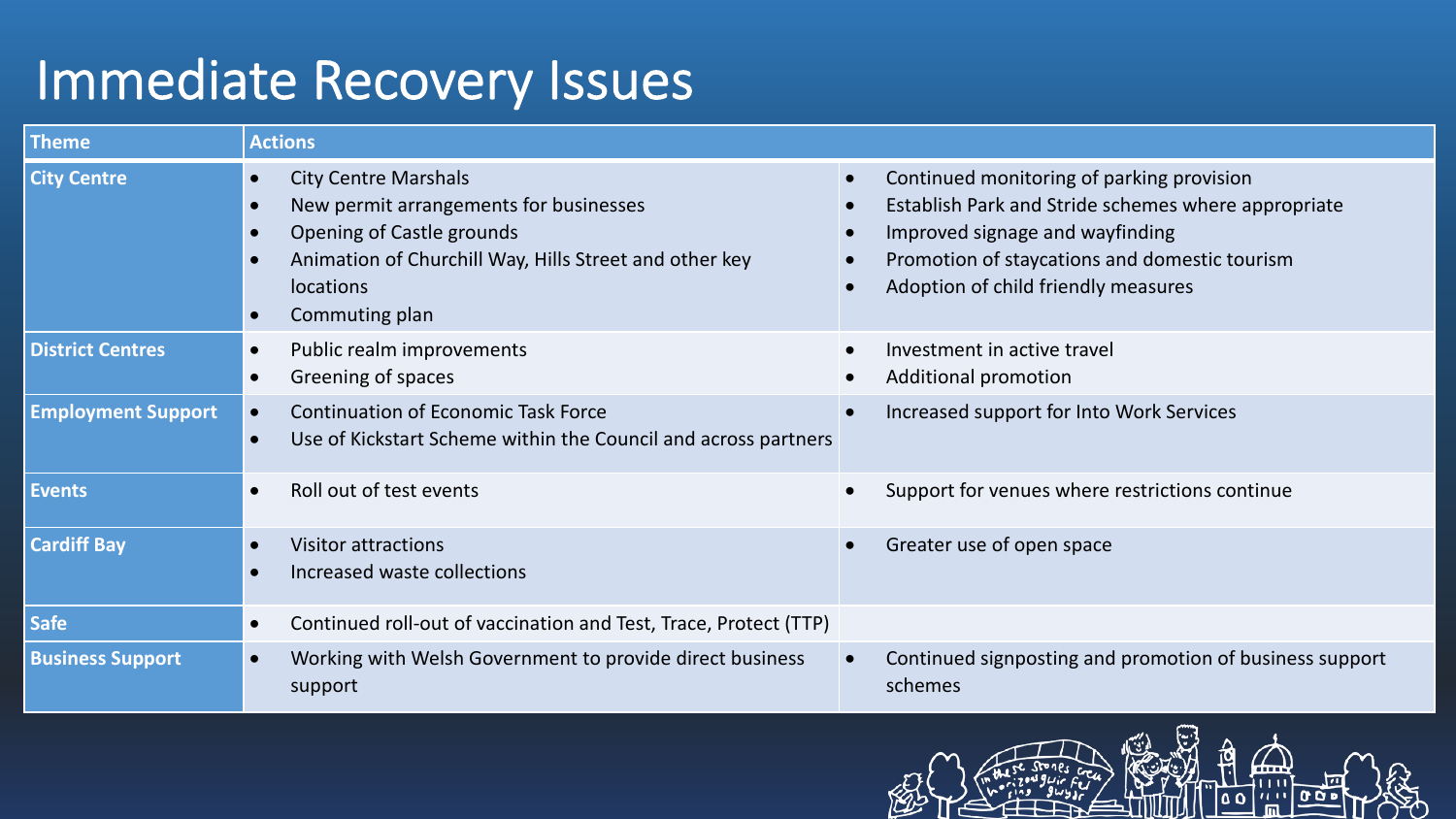# Immediate Recovery Issues

| Theme | Actions | |
|---|---|---|
| **City Centre** | • City Centre Marshals<br>• New permit arrangements for businesses<br>• Opening of Castle grounds<br>• Animation of Churchill Way, Hills Street and other key locations<br>• Commuting plan | • Continued monitoring of parking provision<br>• Establish Park and Stride schemes where appropriate<br>• Improved signage and wayfinding<br>• Promotion of staycations and domestic tourism<br>• Adoption of child friendly measures |
| **District Centres** | • Public realm improvements<br>• Greening of spaces | • Investment in active travel<br>• Additional promotion |
| **Employment Support** | • Continuation of Economic Task Force<br>• Use of Kickstart Scheme within the Council and across partners | • Increased support for Into Work Services |
| **Events** | • Roll out of test events | • Support for venues where restrictions continue |
| **Cardiff Bay** | • Visitor attractions<br>• Increased waste collections | • Greater use of open space |
| **Safe** | • Continued roll-out of vaccination and Test, Trace, Protect (TTP) | |
| **Business Support** | • Working with Welsh Government to provide direct business support | • Continued signposting and promotion of business support schemes |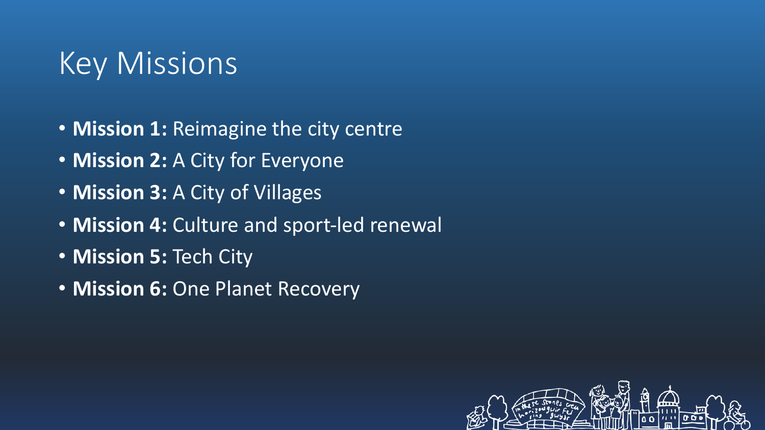# Key Missions

- **Mission 1:** Reimagine the city centre
- **Mission 2:** A City for Everyone
- **Mission 3:** A City of Villages
- **Mission 4:** Culture and sport-led renewal
- **Mission 5:** Tech City
- **Mission 6:** One Planet Recovery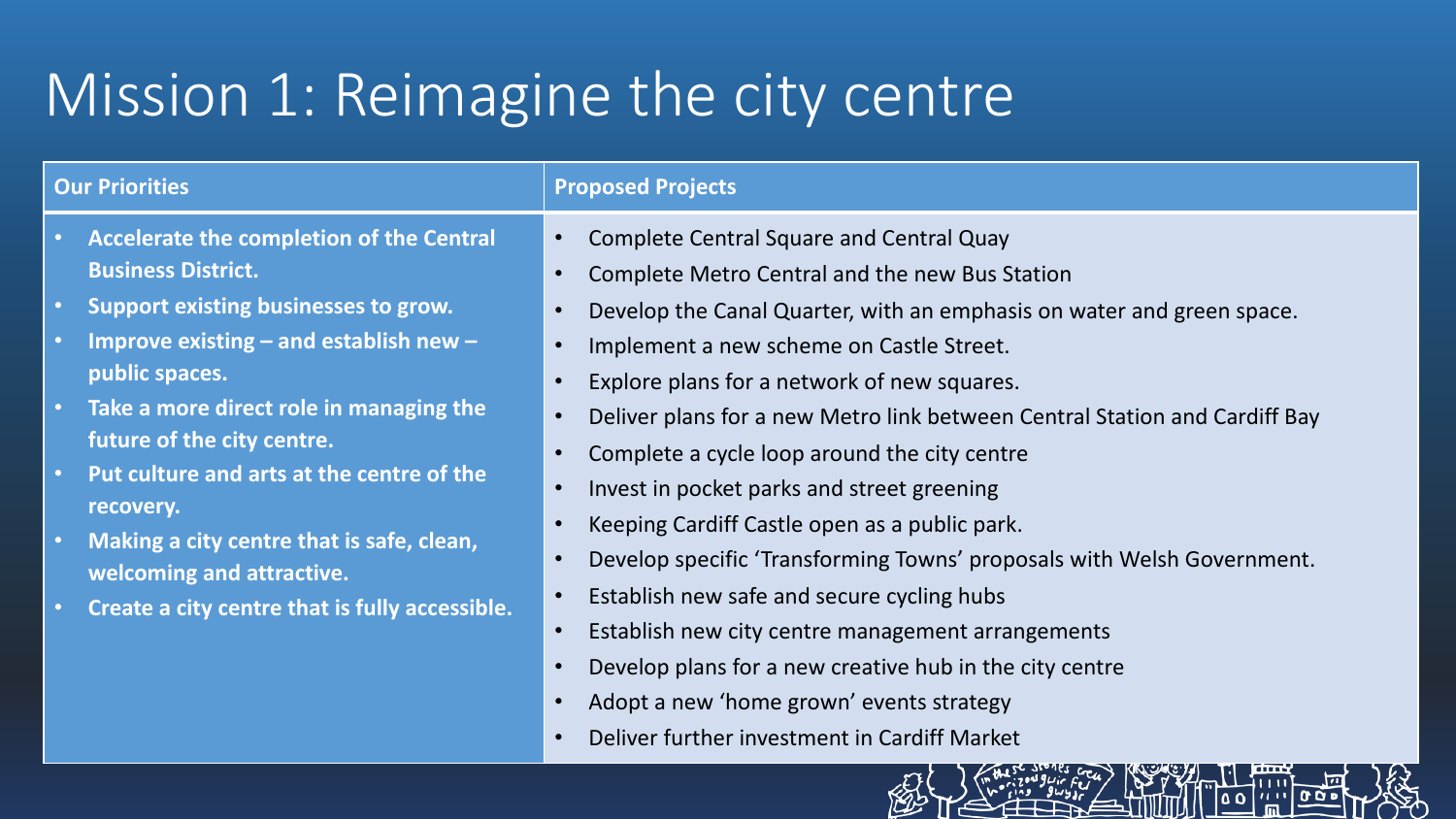# Mission 1: Reimagine the city centre

| Our Priorities | Proposed Projects |
| --- | --- |
| • **Accelerate the completion of the Central Business District.**<br>• **Support existing businesses to grow.**<br>• **Improve existing – and establish new – public spaces.**<br>• **Take a more direct role in managing the future of the city centre.**<br>• **Put culture and arts at the centre of the recovery.**<br>• **Making a city centre that is safe, clean, welcoming and attractive.**<br>• **Create a city centre that is fully accessible.** | • Complete Central Square and Central Quay<br>• Complete Metro Central and the new Bus Station<br>• Develop the Canal Quarter, with an emphasis on water and green space.<br>• Implement a new scheme on Castle Street.<br>• Explore plans for a network of new squares.<br>• Deliver plans for a new Metro link between Central Station and Cardiff Bay<br>• Complete a cycle loop around the city centre<br>• Invest in pocket parks and street greening<br>• Keeping Cardiff Castle open as a public park.<br>• Develop specific 'Transforming Towns' proposals with Welsh Government.<br>• Establish new safe and secure cycling hubs<br>• Establish new city centre management arrangements<br>• Develop plans for a new creative hub in the city centre<br>• Adopt a new 'home grown' events strategy<br>• Deliver further investment in Cardiff Market |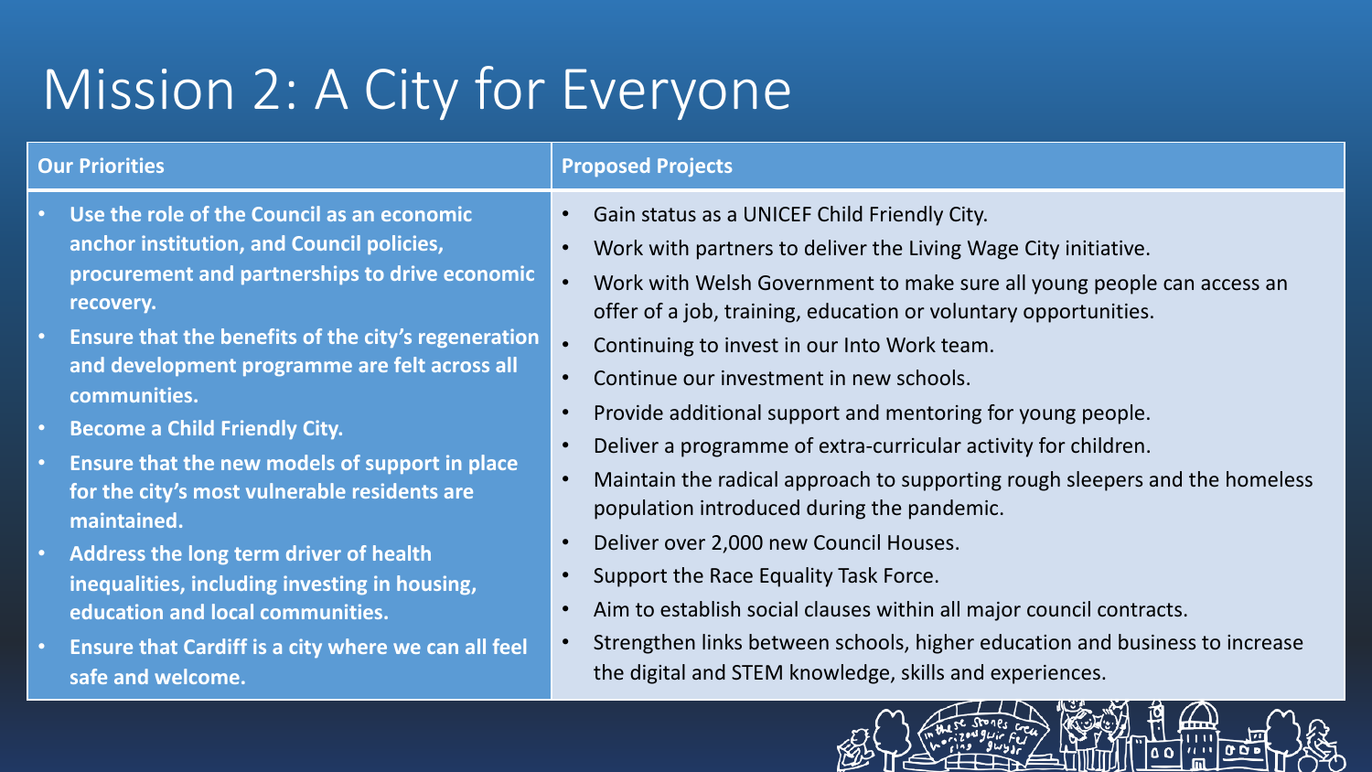# Mission 2: A City for Everyone

| Our Priorities | Proposed Projects |
| --- | --- |
| • **Use the role of the Council as an economic anchor institution, and Council policies, procurement and partnerships to drive economic recovery.**<br>• **Ensure that the benefits of the city's regeneration and development programme are felt across all communities.**<br>• **Become a Child Friendly City.**<br>• **Ensure that the new models of support in place for the city's most vulnerable residents are maintained.**<br>• **Address the long term driver of health inequalities, including investing in housing, education and local communities.**<br>• **Ensure that Cardiff is a city where we can all feel safe and welcome.** | • Gain status as a UNICEF Child Friendly City.<br>• Work with partners to deliver the Living Wage City initiative.<br>• Work with Welsh Government to make sure all young people can access an offer of a job, training, education or voluntary opportunities.<br>• Continuing to invest in our Into Work team.<br>• Continue our investment in new schools.<br>• Provide additional support and mentoring for young people.<br>• Deliver a programme of extra-curricular activity for children.<br>• Maintain the radical approach to supporting rough sleepers and the homeless population introduced during the pandemic.<br>• Deliver over 2,000 new Council Houses.<br>• Support the Race Equality Task Force.<br>• Aim to establish social clauses within all major council contracts.<br>• Strengthen links between schools, higher education and business to increase the digital and STEM knowledge, skills and experiences. |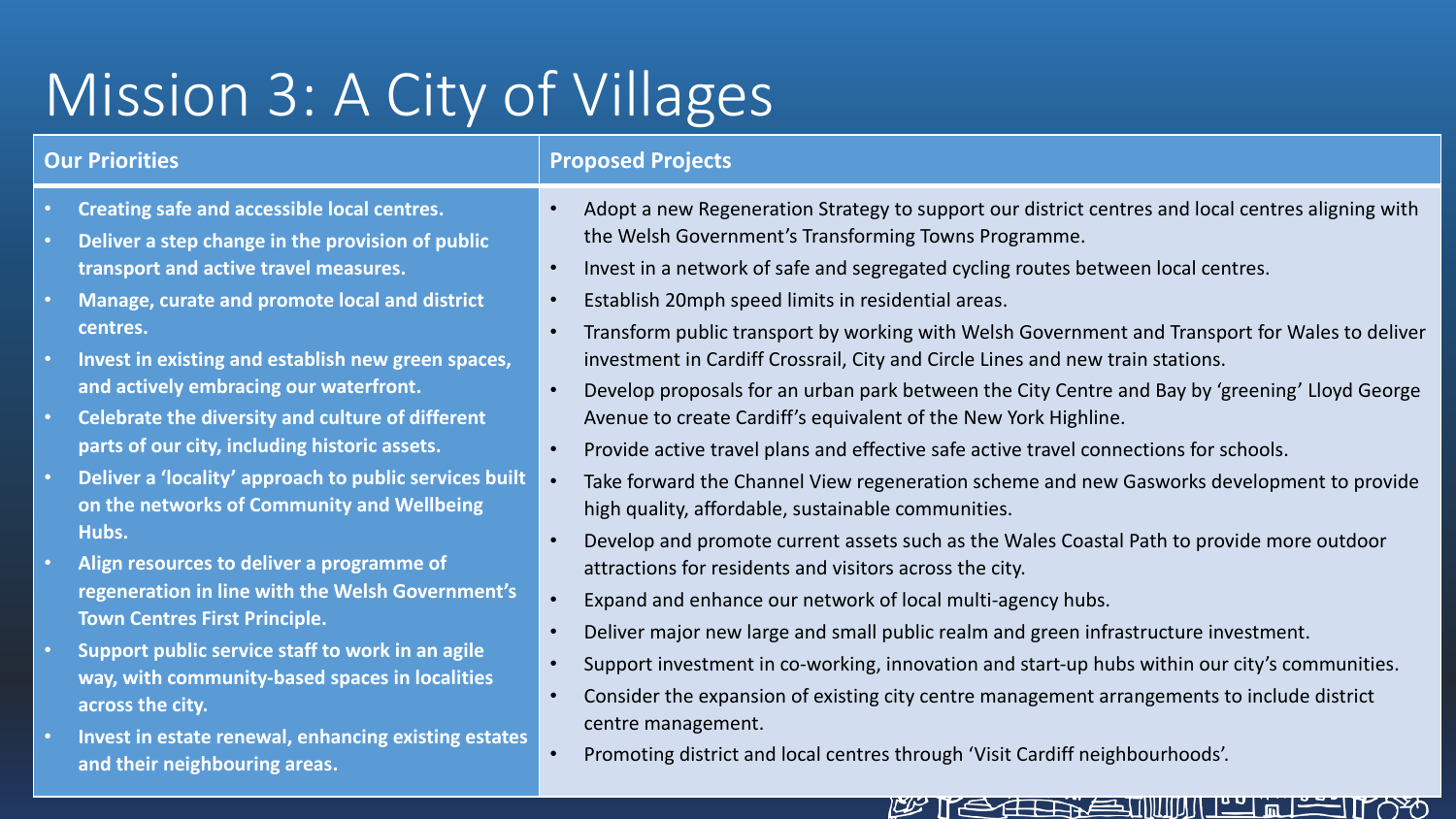# Mission 3: A City of Villages

## Our Priorities

- **Creating safe and accessible local centres.**
- **Deliver a step change in the provision of public transport and active travel measures.**
- **Manage, curate and promote local and district centres.**
- **Invest in existing and establish new green spaces, and actively embracing our waterfront.**
- **Celebrate the diversity and culture of different parts of our city, including historic assets.**
- **Deliver a 'locality' approach to public services built on the networks of Community and Wellbeing Hubs.**
- **Align resources to deliver a programme of regeneration in line with the Welsh Government's Town Centres First Principle.**
- **Support public service staff to work in an agile way, with community-based spaces in localities across the city.**
- **Invest in estate renewal, enhancing existing estates and their neighbouring areas.**

## Proposed Projects

- Adopt a new Regeneration Strategy to support our district centres and local centres aligning with the Welsh Government's Transforming Towns Programme.
- Invest in a network of safe and segregated cycling routes between local centres.
- Establish 20mph speed limits in residential areas.
- Transform public transport by working with Welsh Government and Transport for Wales to deliver investment in Cardiff Crossrail, City and Circle Lines and new train stations.
- Develop proposals for an urban park between the City Centre and Bay by 'greening' Lloyd George Avenue to create Cardiff's equivalent of the New York Highline.
- Provide active travel plans and effective safe active travel connections for schools.
- Take forward the Channel View regeneration scheme and new Gasworks development to provide high quality, affordable, sustainable communities.
- Develop and promote current assets such as the Wales Coastal Path to provide more outdoor attractions for residents and visitors across the city.
- Expand and enhance our network of local multi-agency hubs.
- Deliver major new large and small public realm and green infrastructure investment.
- Support investment in co-working, innovation and start-up hubs within our city's communities.
- Consider the expansion of existing city centre management arrangements to include district centre management.
- Promoting district and local centres through 'Visit Cardiff neighbourhoods'.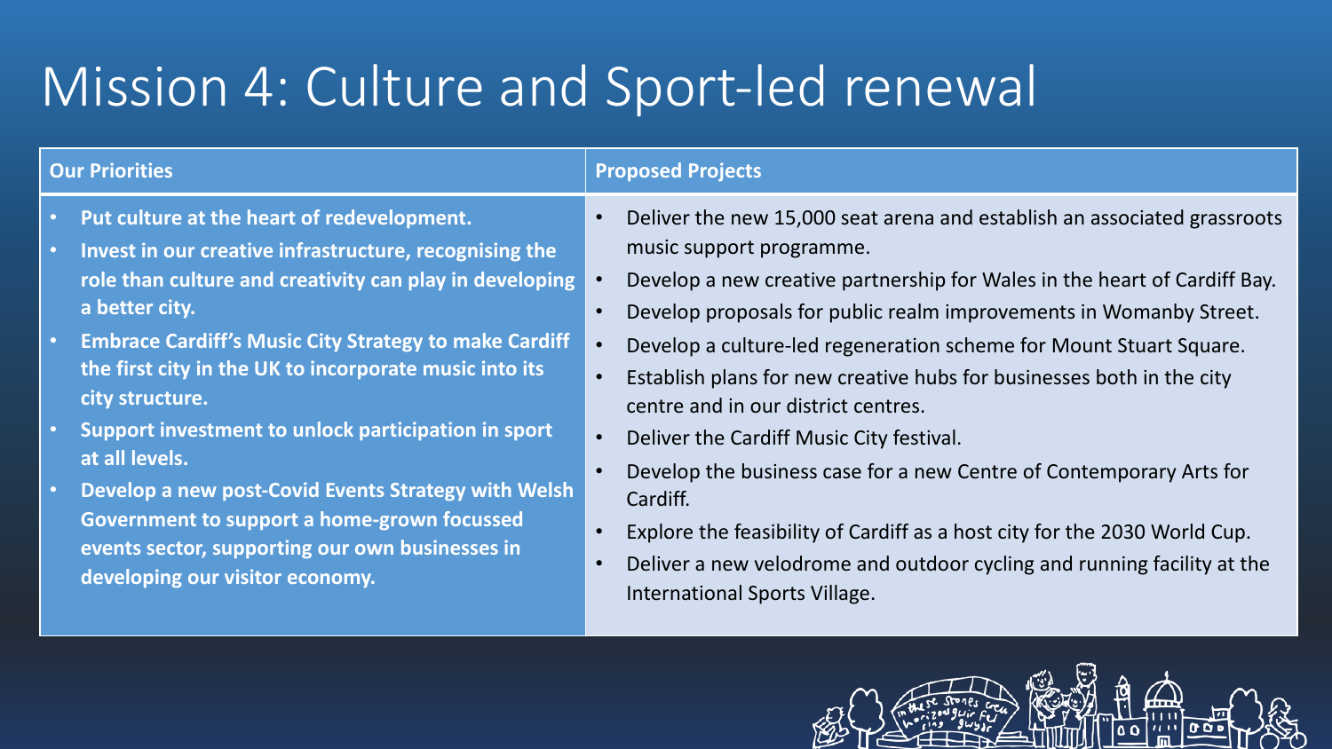# Mission 4: Culture and Sport-led renewal

| Our Priorities | Proposed Projects |
| --- | --- |
| • **Put culture at the heart of redevelopment.**<br>• **Invest in our creative infrastructure, recognising the role than culture and creativity can play in developing a better city.**<br>• **Embrace Cardiff's Music City Strategy to make Cardiff the first city in the UK to incorporate music into its city structure.**<br>• **Support investment to unlock participation in sport at all levels.**<br>• **Develop a new post-Covid Events Strategy with Welsh Government to support a home-grown focussed events sector, supporting our own businesses in developing our visitor economy.** | • Deliver the new 15,000 seat arena and establish an associated grassroots music support programme.<br>• Develop a new creative partnership for Wales in the heart of Cardiff Bay.<br>• Develop proposals for public realm improvements in Womanby Street.<br>• Develop a culture-led regeneration scheme for Mount Stuart Square.<br>• Establish plans for new creative hubs for businesses both in the city centre and in our district centres.<br>• Deliver the Cardiff Music City festival.<br>• Develop the business case for a new Centre of Contemporary Arts for Cardiff.<br>• Explore the feasibility of Cardiff as a host city for the 2030 World Cup.<br>• Deliver a new velodrome and outdoor cycling and running facility at the International Sports Village. |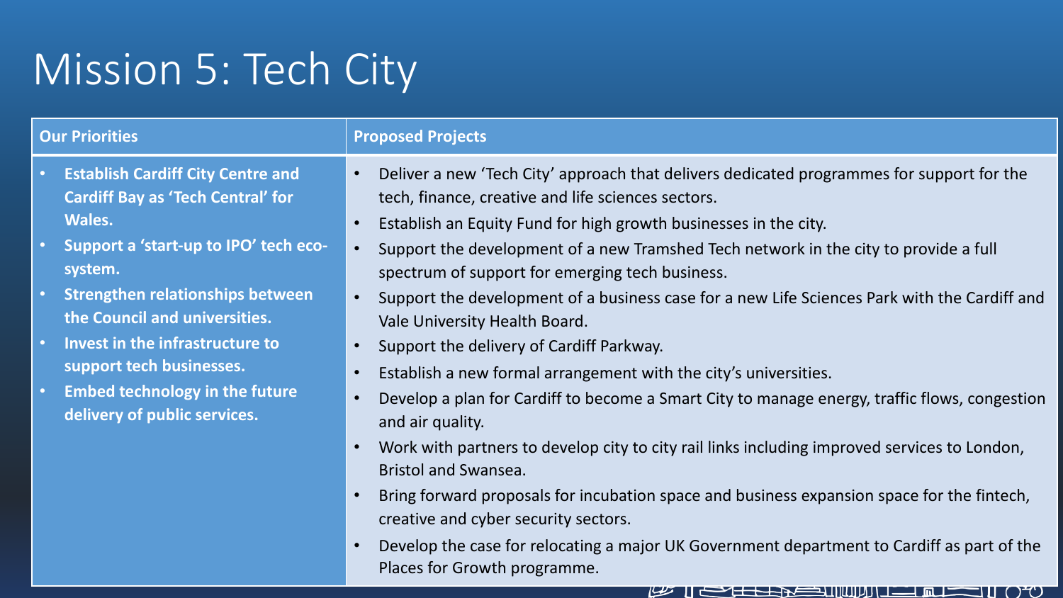# Mission 5: Tech City

| Our Priorities | Proposed Projects |
| --- | --- |
| • **Establish Cardiff City Centre and Cardiff Bay as 'Tech Central' for Wales.**<br>• **Support a 'start-up to IPO' tech eco-system.**<br>• **Strengthen relationships between the Council and universities.**<br>• **Invest in the infrastructure to support tech businesses.**<br>• **Embed technology in the future delivery of public services.** | • Deliver a new 'Tech City' approach that delivers dedicated programmes for support for the tech, finance, creative and life sciences sectors.<br>• Establish an Equity Fund for high growth businesses in the city.<br>• Support the development of a new Tramshed Tech network in the city to provide a full spectrum of support for emerging tech business.<br>• Support the development of a business case for a new Life Sciences Park with the Cardiff and Vale University Health Board.<br>• Support the delivery of Cardiff Parkway.<br>• Establish a new formal arrangement with the city's universities.<br>• Develop a plan for Cardiff to become a Smart City to manage energy, traffic flows, congestion and air quality.<br>• Work with partners to develop city to city rail links including improved services to London, Bristol and Swansea.<br>• Bring forward proposals for incubation space and business expansion space for the fintech, creative and cyber security sectors.<br>• Develop the case for relocating a major UK Government department to Cardiff as part of the Places for Growth programme. |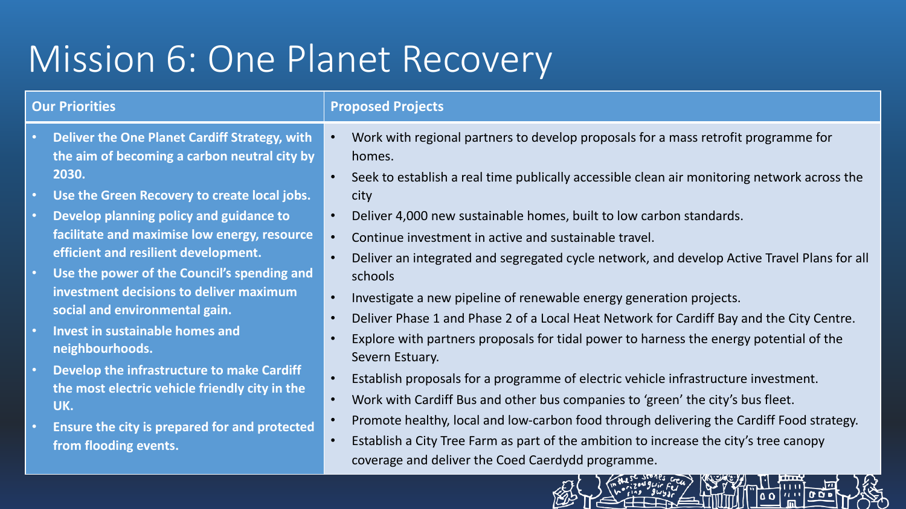# Mission 6: One Planet Recovery

| Our Priorities | Proposed Projects |
|---|---|
| • **Deliver the One Planet Cardiff Strategy, with the aim of becoming a carbon neutral city by 2030.**<br>• **Use the Green Recovery to create local jobs.**<br>• **Develop planning policy and guidance to facilitate and maximise low energy, resource efficient and resilient development.**<br>• **Use the power of the Council's spending and investment decisions to deliver maximum social and environmental gain.**<br>• **Invest in sustainable homes and neighbourhoods.**<br>• **Develop the infrastructure to make Cardiff the most electric vehicle friendly city in the UK.**<br>• **Ensure the city is prepared for and protected from flooding events.** | • Work with regional partners to develop proposals for a mass retrofit programme for homes.<br>• Seek to establish a real time publically accessible clean air monitoring network across the city<br>• Deliver 4,000 new sustainable homes, built to low carbon standards.<br>• Continue investment in active and sustainable travel.<br>• Deliver an integrated and segregated cycle network, and develop Active Travel Plans for all schools<br>• Investigate a new pipeline of renewable energy generation projects.<br>• Deliver Phase 1 and Phase 2 of a Local Heat Network for Cardiff Bay and the City Centre.<br>• Explore with partners proposals for tidal power to harness the energy potential of the Severn Estuary.<br>• Establish proposals for a programme of electric vehicle infrastructure investment.<br>• Work with Cardiff Bus and other bus companies to 'green' the city's bus fleet.<br>• Promote healthy, local and low-carbon food through delivering the Cardiff Food strategy.<br>• Establish a City Tree Farm as part of the ambition to increase the city's tree canopy coverage and deliver the Coed Caerdydd programme. |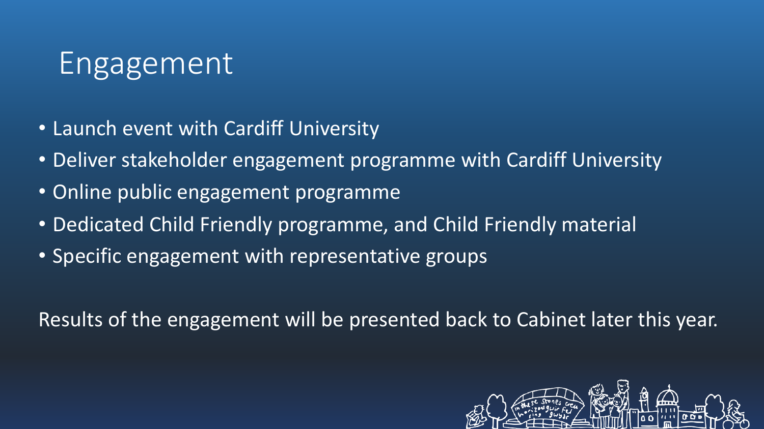# Engagement

- Launch event with Cardiff University
- Deliver stakeholder engagement programme with Cardiff University
- Online public engagement programme
- Dedicated Child Friendly programme, and Child Friendly material
- Specific engagement with representative groups

Results of the engagement will be presented back to Cabinet later this year.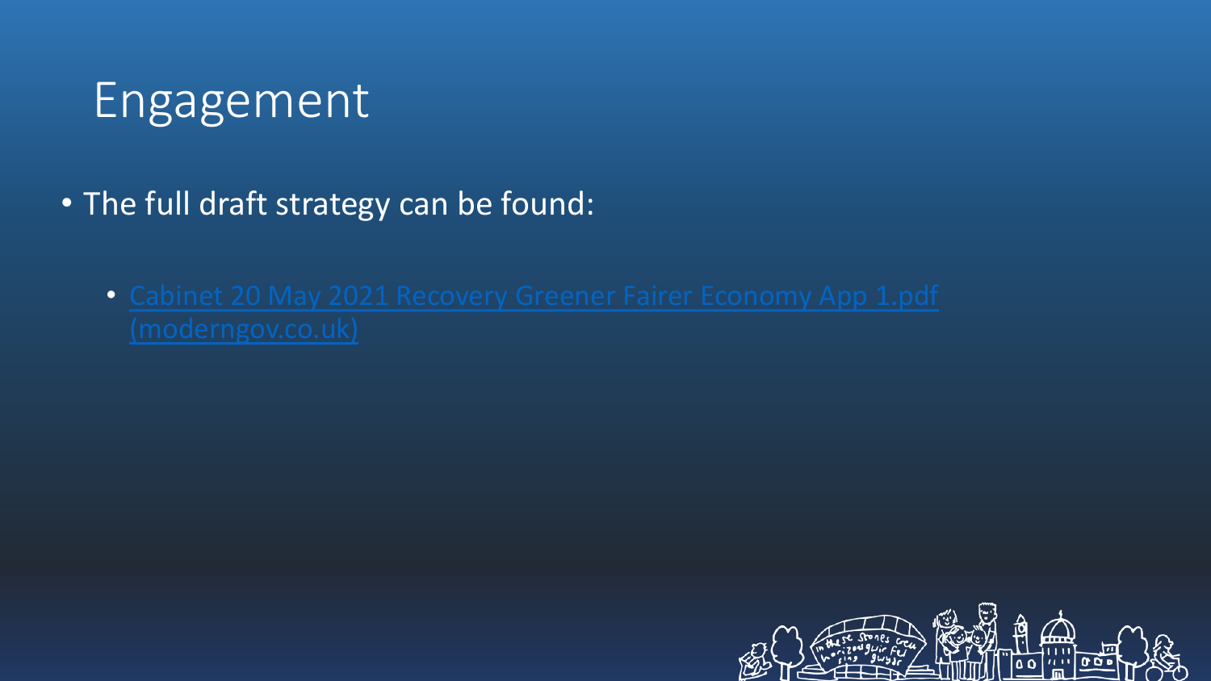# Engagement

- The full draft strategy can be found:
  - Cabinet 20 May 2021 Recovery Greener Fairer Economy App 1.pdf (moderngov.co.uk)